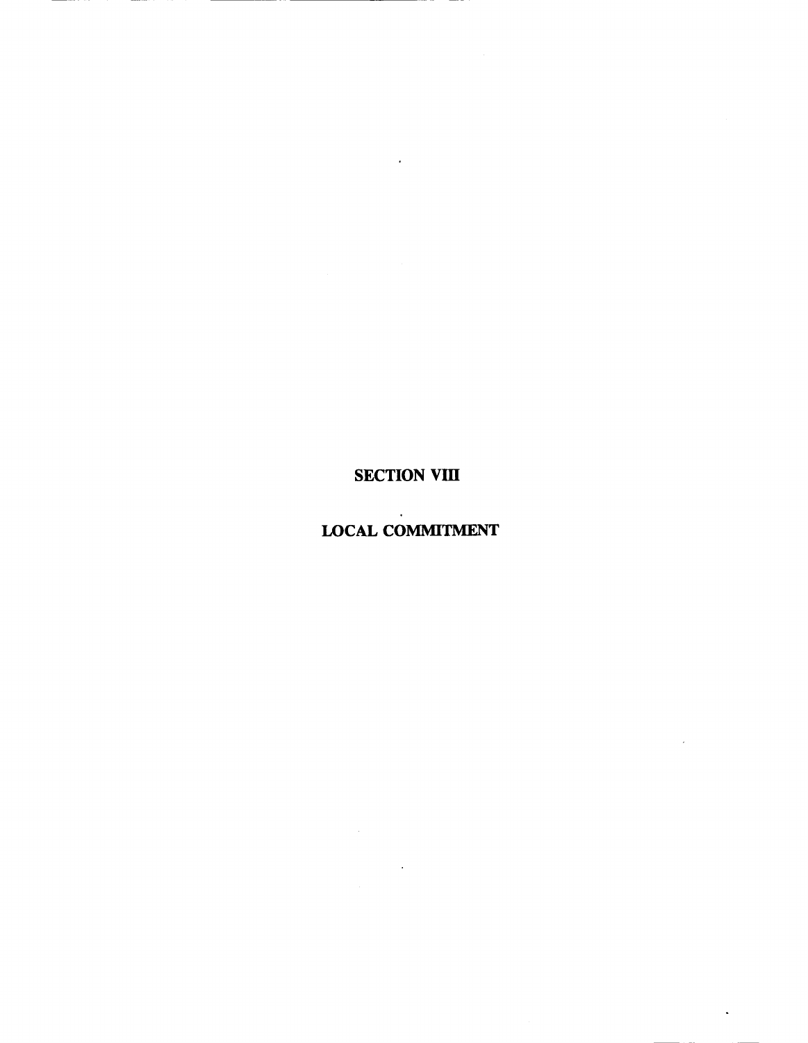# SECTION VIII

# LOCAL COMMITMENT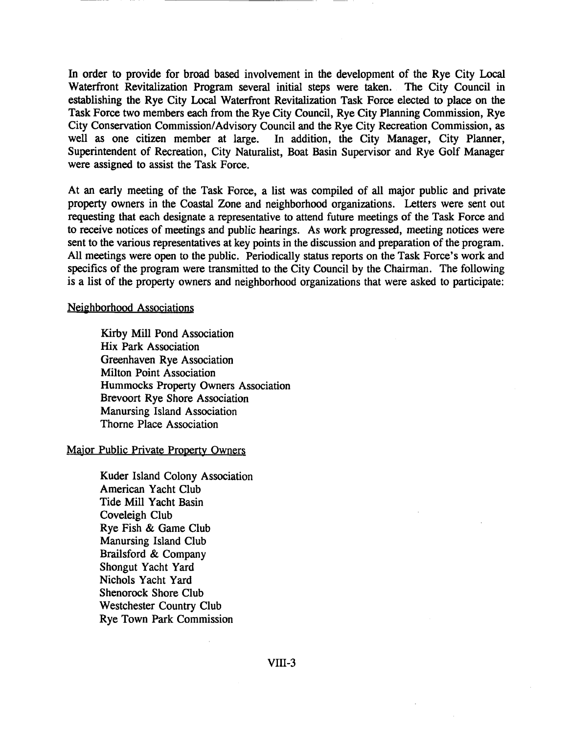In order to provide for broad based involvement in the development of the Rye City Local Waterfront Revitalization Program several initial steps were taken. The City Council in establishing the Rye City Local Waterfront Revitalization Task Force elected to place on the Task Force two members each from the Rye City Council, Rye City Planning Commission, Rye City Conservation Commission/Advisory Council and the Rye City Recreation Commission, as well as one citizen member at large. In addition, the City Manager, City Planner, Superintendent of Recreation, City Naturalist, Boat Basin Supervisor and Rye Golf Manager were assigned to assist the Task Force.

At an early meeting of the Task Force, a list was compiled of all major public and private property owners in the Coastal Zone and neighborhood organizations. Letters were sent out requesting that each designate a representative to attend future meetings of the Task Force and to receive notices of meetings and public hearings. As work progressed, meeting notices were sent to the various representatives at key points in the discussion and preparation of the program. All meetings were open to the public. Periodically status reports on the Task Force's work and specifics of the program were transmitted to the City Council by the Chairman. The following is a list of the property owners and neighborhood organizations that were asked to participate:

Neighborhood Associations

Kirby Mill Pond Association
Hix Park Association
Greenhaven Rye Association
Milton Point Association
Hummocks Property Owners Association
Brevoort Rye Shore Association
Manursing Island Association
Thorne Place Association

Major Public Private Property Owners

Kuder Island Colony Association
American Yacht Club
Tide Mill Yacht Basin
Coveleigh Club
Rye Fish & Game Club
Manursing Island Club
Brailsford & Company
Shongut Yacht Yard
Nichols Yacht Yard
Shenorock Shore Club
Westchester Country Club
Rye Town Park Commission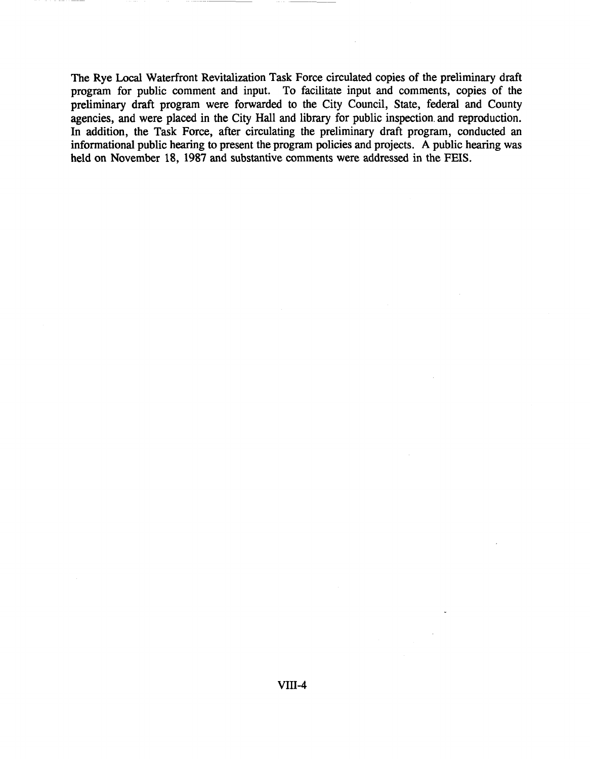The Rye Local Waterfront Revitalization Task Force circulated copies of the preliminary draft program for public comment and input. To facilitate input and comments, copies of the preliminary draft program were forwarded to the City Council, State, federal and County agencies, and were placed in the City Hall and library for public inspection and reproduction. In addition, the Task Force, after circulating the preliminary draft program, conducted an informational public hearing to present the program policies and projects. A public hearing was held on November 18, 1987 and substantive comments were addressed in the FEIS.